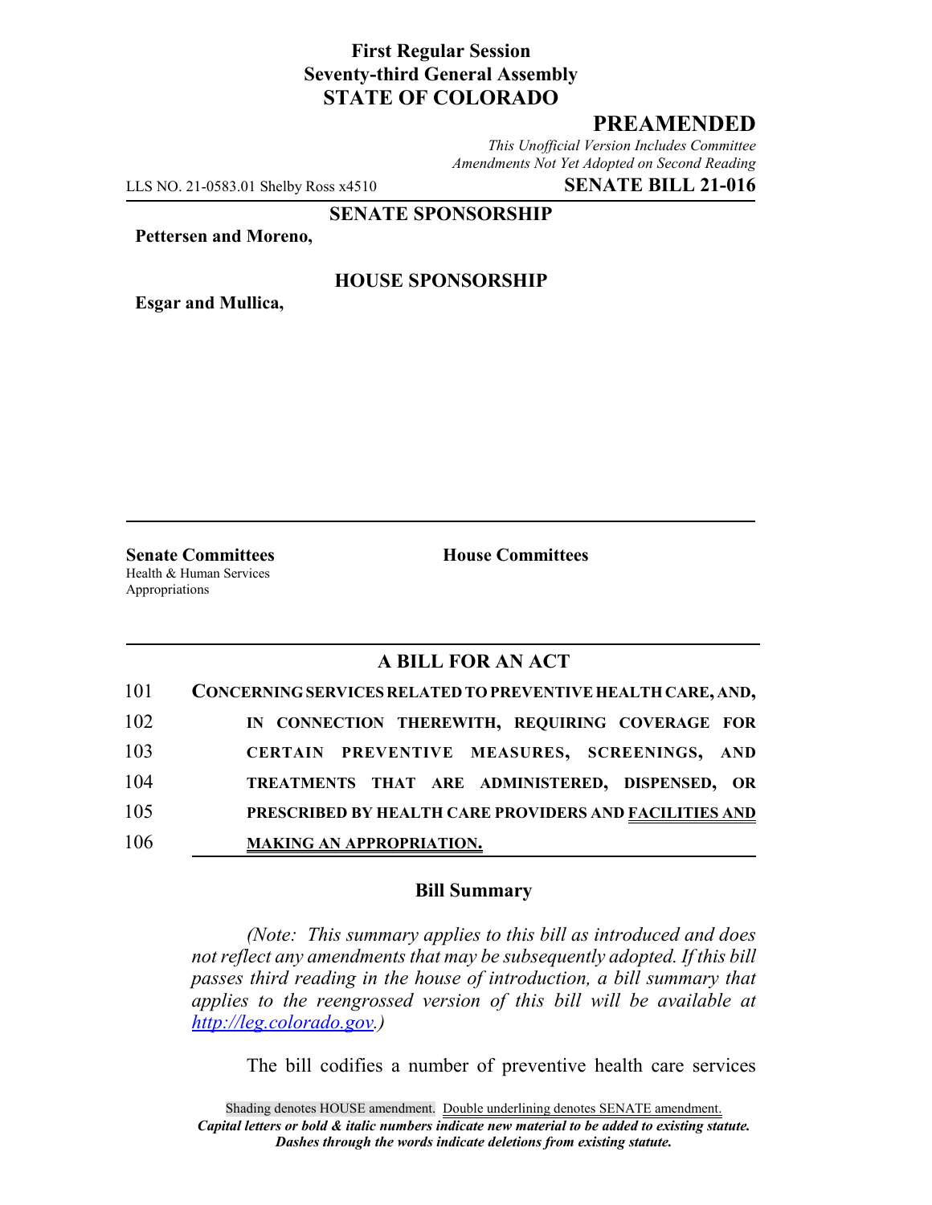**First Regular Session**
**Seventy-third General Assembly**
**STATE OF COLORADO**

# PREAMENDED

*This Unofficial Version Includes Committee Amendments Not Yet Adopted on Second Reading*

LLS NO. 21-0583.01 Shelby Ross x4510 **SENATE BILL 21-016**

**SENATE SPONSORSHIP**

**Pettersen and Moreno,**

**HOUSE SPONSORSHIP**

**Esgar and Mullica,**

**Senate Committees**
Health & Human Services
Appropriations

**House Committees**

## A BILL FOR AN ACT

101 **CONCERNING SERVICES RELATED TO PREVENTIVE HEALTH CARE, AND,**
102 **IN CONNECTION THEREWITH, REQUIRING COVERAGE FOR**
103 **CERTAIN PREVENTIVE MEASURES, SCREENINGS, AND**
104 **TREATMENTS THAT ARE ADMINISTERED, DISPENSED, OR**
105 **PRESCRIBED BY HEALTH CARE PROVIDERS AND FACILITIES AND**
106 **MAKING AN APPROPRIATION.**

### Bill Summary

*(Note: This summary applies to this bill as introduced and does not reflect any amendments that may be subsequently adopted. If this bill passes third reading in the house of introduction, a bill summary that applies to the reengrossed version of this bill will be available at http://leg.colorado.gov.)*

The bill codifies a number of preventive health care services

Shading denotes HOUSE amendment. Double underlining denotes SENATE amendment.
*Capital letters or bold & italic numbers indicate new material to be added to existing statute.*
*Dashes through the words indicate deletions from existing statute.*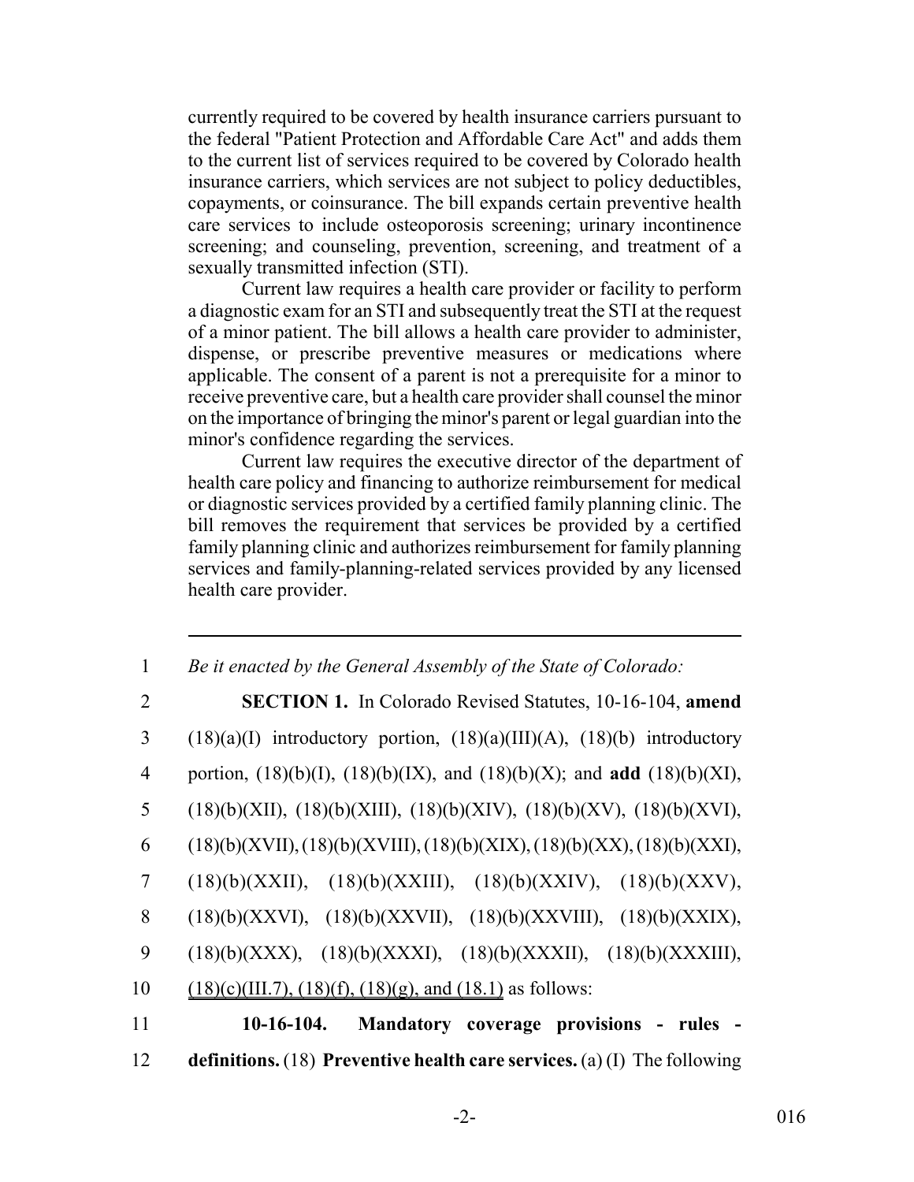currently required to be covered by health insurance carriers pursuant to the federal "Patient Protection and Affordable Care Act" and adds them to the current list of services required to be covered by Colorado health insurance carriers, which services are not subject to policy deductibles, copayments, or coinsurance. The bill expands certain preventive health care services to include osteoporosis screening; urinary incontinence screening; and counseling, prevention, screening, and treatment of a sexually transmitted infection (STI).

Current law requires a health care provider or facility to perform a diagnostic exam for an STI and subsequently treat the STI at the request of a minor patient. The bill allows a health care provider to administer, dispense, or prescribe preventive measures or medications where applicable. The consent of a parent is not a prerequisite for a minor to receive preventive care, but a health care provider shall counsel the minor on the importance of bringing the minor's parent or legal guardian into the minor's confidence regarding the services.

Current law requires the executive director of the department of health care policy and financing to authorize reimbursement for medical or diagnostic services provided by a certified family planning clinic. The bill removes the requirement that services be provided by a certified family planning clinic and authorizes reimbursement for family planning services and family-planning-related services provided by any licensed health care provider.

---

1 *Be it enacted by the General Assembly of the State of Colorado:*

2 **SECTION 1.** In Colorado Revised Statutes, 10-16-104, **amend**
3 (18)(a)(I) introductory portion, (18)(a)(III)(A), (18)(b) introductory
4 portion, (18)(b)(I), (18)(b)(IX), and (18)(b)(X); and **add** (18)(b)(XI),
5 (18)(b)(XII), (18)(b)(XIII), (18)(b)(XIV), (18)(b)(XV), (18)(b)(XVI),
6 (18)(b)(XVII), (18)(b)(XVIII), (18)(b)(XIX), (18)(b)(XX), (18)(b)(XXI),
7 (18)(b)(XXII), (18)(b)(XXIII), (18)(b)(XXIV), (18)(b)(XXV),
8 (18)(b)(XXVI), (18)(b)(XXVII), (18)(b)(XXVIII), (18)(b)(XXIX),
9 (18)(b)(XXX), (18)(b)(XXXI), (18)(b)(XXXII), (18)(b)(XXXIII),
10 <u>(18)(c)(III.7), (18)(f), (18)(g), and (18.1)</u> as follows:

11 **10-16-104. Mandatory coverage provisions - rules -**
12 **definitions.** (18) **Preventive health care services.** (a) (I) The following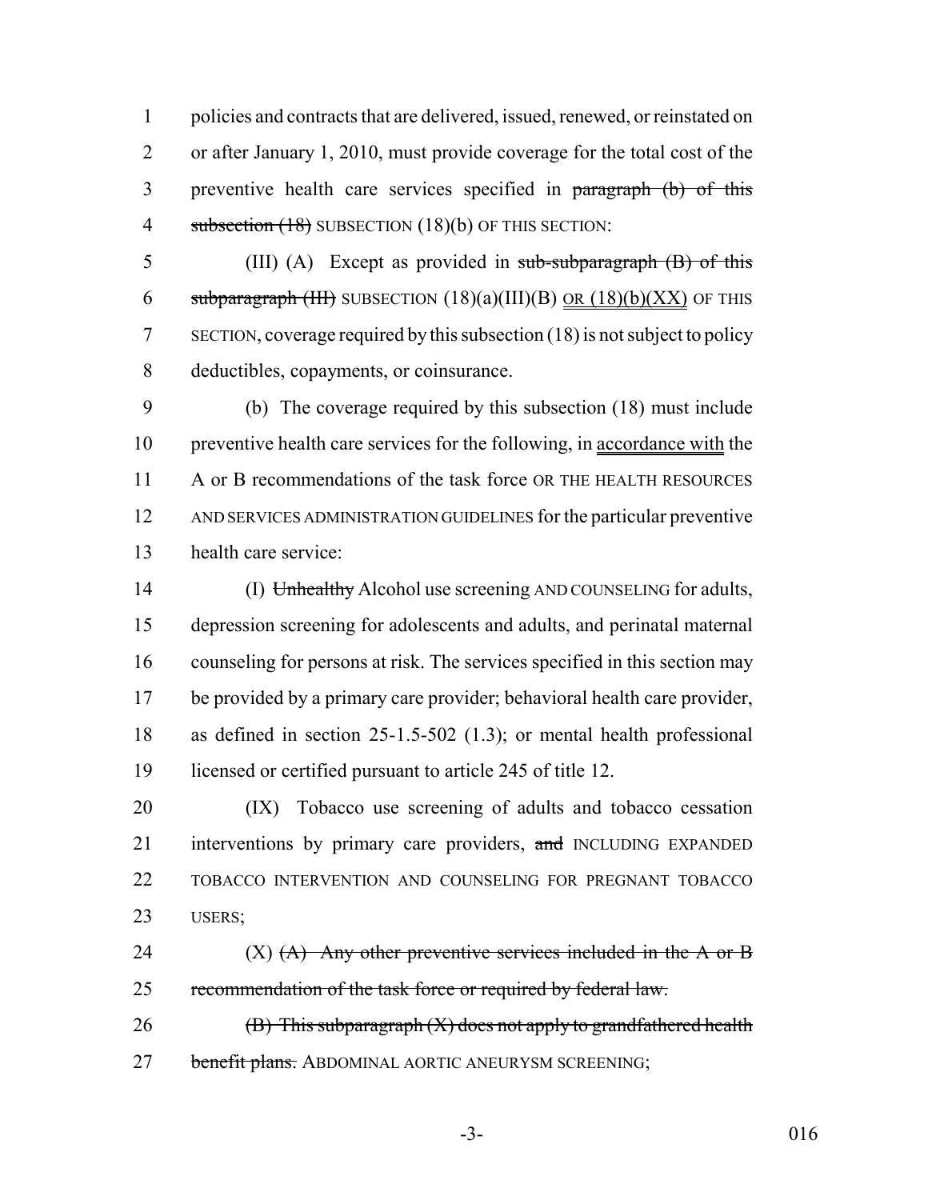policies and contracts that are delivered, issued, renewed, or reinstated on or after January 1, 2010, must provide coverage for the total cost of the preventive health care services specified in ~~paragraph (b) of this subsection (18)~~ SUBSECTION (18)(b) OF THIS SECTION:

(III) (A) Except as provided in ~~sub-subparagraph (B) of this subparagraph (III)~~ SUBSECTION (18)(a)(III)(B) OR (18)(b)(XX) OF THIS SECTION, coverage required by this subsection (18) is not subject to policy deductibles, copayments, or coinsurance.

(b) The coverage required by this subsection (18) must include preventive health care services for the following, in accordance with the A or B recommendations of the task force OR THE HEALTH RESOURCES AND SERVICES ADMINISTRATION GUIDELINES for the particular preventive health care service:

(I) ~~Unhealthy~~ Alcohol use screening AND COUNSELING for adults, depression screening for adolescents and adults, and perinatal maternal counseling for persons at risk. The services specified in this section may be provided by a primary care provider; behavioral health care provider, as defined in section 25-1.5-502 (1.3); or mental health professional licensed or certified pursuant to article 245 of title 12.

(IX) Tobacco use screening of adults and tobacco cessation interventions by primary care providers, ~~and~~ INCLUDING EXPANDED TOBACCO INTERVENTION AND COUNSELING FOR PREGNANT TOBACCO USERS;

(X) ~~(A) Any other preventive services included in the A or B recommendation of the task force or required by federal law.~~

~~(B) This subparagraph (X) does not apply to grandfathered health benefit plans.~~ ABDOMINAL AORTIC ANEURYSM SCREENING;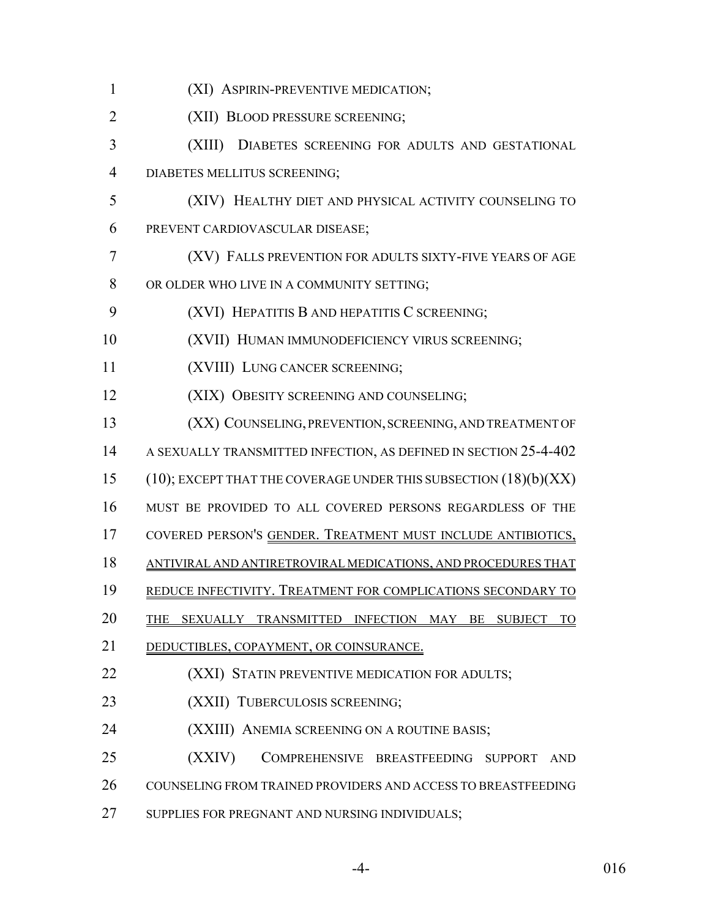(XI) ASPIRIN-PREVENTIVE MEDICATION;

(XII) BLOOD PRESSURE SCREENING;

(XIII) DIABETES SCREENING FOR ADULTS AND GESTATIONAL DIABETES MELLITUS SCREENING;

(XIV) HEALTHY DIET AND PHYSICAL ACTIVITY COUNSELING TO PREVENT CARDIOVASCULAR DISEASE;

(XV) FALLS PREVENTION FOR ADULTS SIXTY-FIVE YEARS OF AGE OR OLDER WHO LIVE IN A COMMUNITY SETTING;

(XVI) HEPATITIS B AND HEPATITIS C SCREENING;

(XVII) HUMAN IMMUNODEFICIENCY VIRUS SCREENING;

(XVIII) LUNG CANCER SCREENING;

(XIX) OBESITY SCREENING AND COUNSELING;

(XX) COUNSELING, PREVENTION, SCREENING, AND TREATMENT OF A SEXUALLY TRANSMITTED INFECTION, AS DEFINED IN SECTION 25-4-402 (10); EXCEPT THAT THE COVERAGE UNDER THIS SUBSECTION (18)(b)(XX) MUST BE PROVIDED TO ALL COVERED PERSONS REGARDLESS OF THE COVERED PERSON'S GENDER. TREATMENT MUST INCLUDE ANTIBIOTICS, ANTIVIRAL AND ANTIRETROVIRAL MEDICATIONS, AND PROCEDURES THAT REDUCE INFECTIVITY. TREATMENT FOR COMPLICATIONS SECONDARY TO THE SEXUALLY TRANSMITTED INFECTION MAY BE SUBJECT TO DEDUCTIBLES, COPAYMENT, OR COINSURANCE.

(XXI) STATIN PREVENTIVE MEDICATION FOR ADULTS;

(XXII) TUBERCULOSIS SCREENING;

(XXIII) ANEMIA SCREENING ON A ROUTINE BASIS;

(XXIV) COMPREHENSIVE BREASTFEEDING SUPPORT AND COUNSELING FROM TRAINED PROVIDERS AND ACCESS TO BREASTFEEDING SUPPLIES FOR PREGNANT AND NURSING INDIVIDUALS;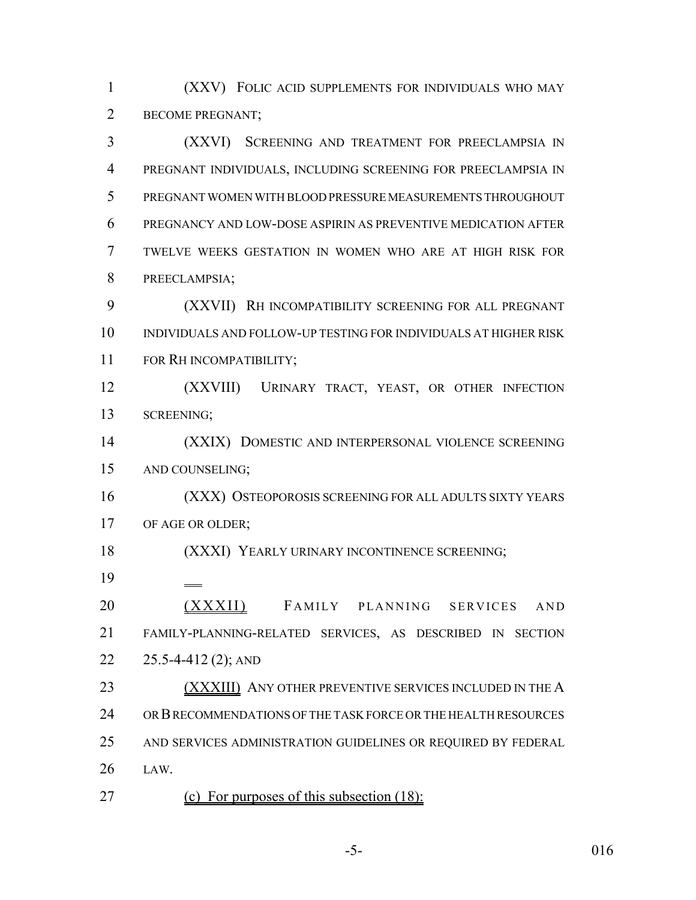(XXV) FOLIC ACID SUPPLEMENTS FOR INDIVIDUALS WHO MAY BECOME PREGNANT;

(XXVI) SCREENING AND TREATMENT FOR PREECLAMPSIA IN PREGNANT INDIVIDUALS, INCLUDING SCREENING FOR PREECLAMPSIA IN PREGNANT WOMEN WITH BLOOD PRESSURE MEASUREMENTS THROUGHOUT PREGNANCY AND LOW-DOSE ASPIRIN AS PREVENTIVE MEDICATION AFTER TWELVE WEEKS GESTATION IN WOMEN WHO ARE AT HIGH RISK FOR PREECLAMPSIA;

(XXVII) RH INCOMPATIBILITY SCREENING FOR ALL PREGNANT INDIVIDUALS AND FOLLOW-UP TESTING FOR INDIVIDUALS AT HIGHER RISK FOR RH INCOMPATIBILITY;

(XXVIII) URINARY TRACT, YEAST, OR OTHER INFECTION SCREENING;

(XXIX) DOMESTIC AND INTERPERSONAL VIOLENCE SCREENING AND COUNSELING;

(XXX) OSTEOPOROSIS SCREENING FOR ALL ADULTS SIXTY YEARS OF AGE OR OLDER;

(XXXI) YEARLY URINARY INCONTINENCE SCREENING;

(XXXII) FAMILY PLANNING SERVICES AND FAMILY-PLANNING-RELATED SERVICES, AS DESCRIBED IN SECTION 25.5-4-412 (2); AND

(XXXIII) ANY OTHER PREVENTIVE SERVICES INCLUDED IN THE A OR B RECOMMENDATIONS OF THE TASK FORCE OR THE HEALTH RESOURCES AND SERVICES ADMINISTRATION GUIDELINES OR REQUIRED BY FEDERAL LAW.

(c) For purposes of this subsection (18):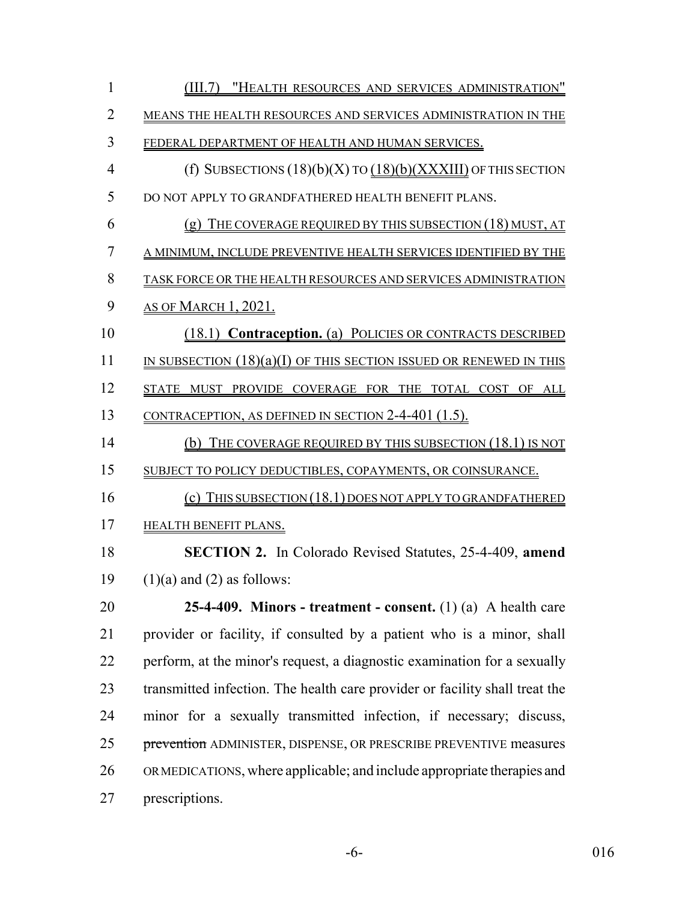(III.7) "HEALTH RESOURCES AND SERVICES ADMINISTRATION" MEANS THE HEALTH RESOURCES AND SERVICES ADMINISTRATION IN THE FEDERAL DEPARTMENT OF HEALTH AND HUMAN SERVICES.

(f) SUBSECTIONS (18)(b)(X) TO (18)(b)(XXXIII) OF THIS SECTION DO NOT APPLY TO GRANDFATHERED HEALTH BENEFIT PLANS.

(g) THE COVERAGE REQUIRED BY THIS SUBSECTION (18) MUST, AT A MINIMUM, INCLUDE PREVENTIVE HEALTH SERVICES IDENTIFIED BY THE TASK FORCE OR THE HEALTH RESOURCES AND SERVICES ADMINISTRATION AS OF MARCH 1, 2021.

(18.1) **Contraception.** (a) POLICIES OR CONTRACTS DESCRIBED IN SUBSECTION (18)(a)(I) OF THIS SECTION ISSUED OR RENEWED IN THIS STATE MUST PROVIDE COVERAGE FOR THE TOTAL COST OF ALL CONTRACEPTION, AS DEFINED IN SECTION 2-4-401 (1.5).

(b) THE COVERAGE REQUIRED BY THIS SUBSECTION (18.1) IS NOT SUBJECT TO POLICY DEDUCTIBLES, COPAYMENTS, OR COINSURANCE.

(c) THIS SUBSECTION (18.1) DOES NOT APPLY TO GRANDFATHERED HEALTH BENEFIT PLANS.

**SECTION 2.** In Colorado Revised Statutes, 25-4-409, **amend** (1)(a) and (2) as follows:

**25-4-409. Minors - treatment - consent.** (1) (a) A health care provider or facility, if consulted by a patient who is a minor, shall perform, at the minor's request, a diagnostic examination for a sexually transmitted infection. The health care provider or facility shall treat the minor for a sexually transmitted infection, if necessary; discuss, ~~prevention~~ ADMINISTER, DISPENSE, OR PRESCRIBE PREVENTIVE measures OR MEDICATIONS, where applicable; and include appropriate therapies and prescriptions.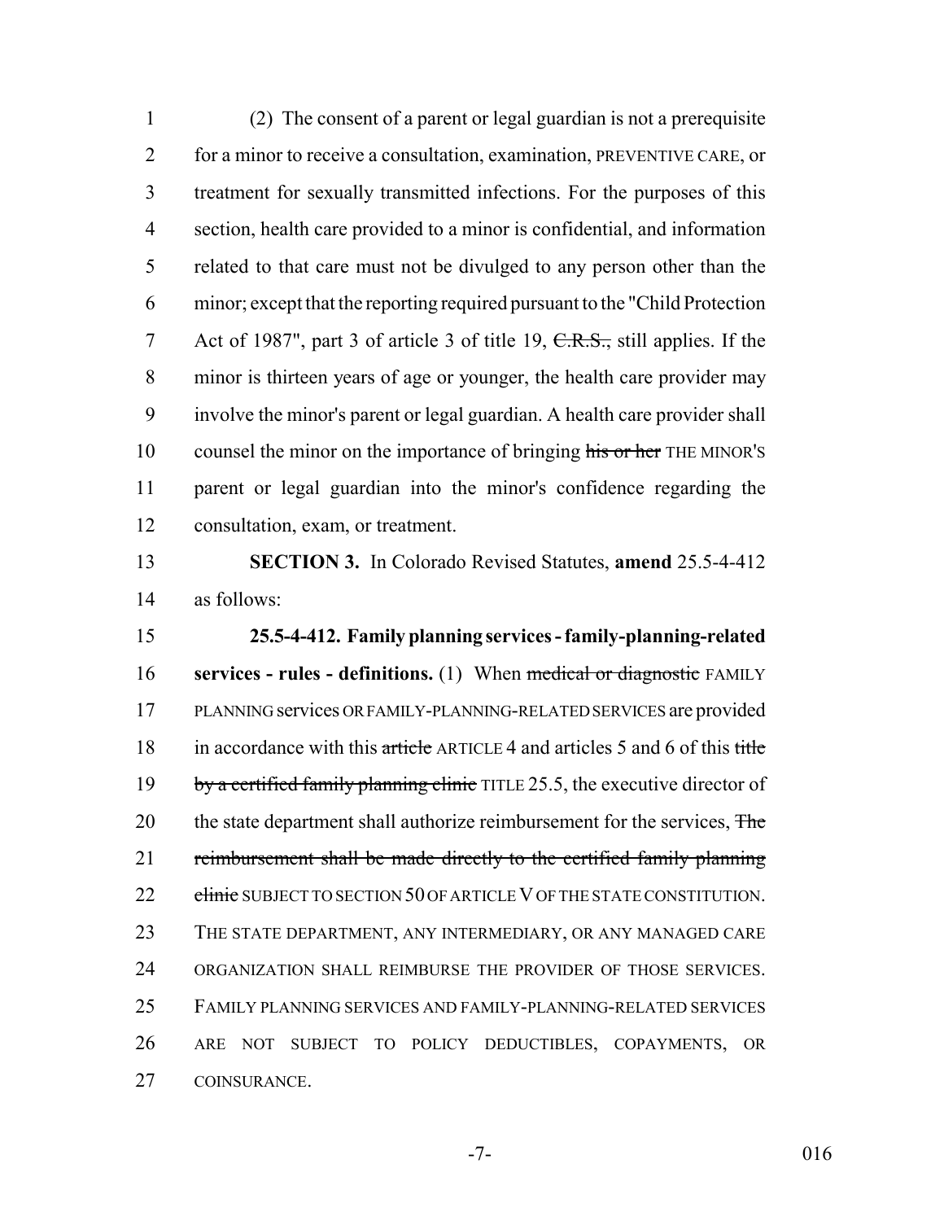(2) The consent of a parent or legal guardian is not a prerequisite for a minor to receive a consultation, examination, PREVENTIVE CARE, or treatment for sexually transmitted infections. For the purposes of this section, health care provided to a minor is confidential, and information related to that care must not be divulged to any person other than the minor; except that the reporting required pursuant to the "Child Protection Act of 1987", part 3 of article 3 of title 19, ~~C.R.S.,~~ still applies. If the minor is thirteen years of age or younger, the health care provider may involve the minor's parent or legal guardian. A health care provider shall counsel the minor on the importance of bringing ~~his or her~~ THE MINOR'S parent or legal guardian into the minor's confidence regarding the consultation, exam, or treatment.

**SECTION 3.** In Colorado Revised Statutes, **amend** 25.5-4-412 as follows:

**25.5-4-412. Family planning services - family-planning-related services - rules - definitions.** (1) When ~~medical or diagnostic~~ FAMILY PLANNING services OR FAMILY-PLANNING-RELATED SERVICES are provided in accordance with this ~~article~~ ARTICLE 4 and articles 5 and 6 of this ~~title by a certified family planning clinic~~ TITLE 25.5, the executive director of the state department shall authorize reimbursement for the services, ~~The reimbursement shall be made directly to the certified family planning clinic~~ SUBJECT TO SECTION 50 OF ARTICLE V OF THE STATE CONSTITUTION. THE STATE DEPARTMENT, ANY INTERMEDIARY, OR ANY MANAGED CARE ORGANIZATION SHALL REIMBURSE THE PROVIDER OF THOSE SERVICES. FAMILY PLANNING SERVICES AND FAMILY-PLANNING-RELATED SERVICES ARE NOT SUBJECT TO POLICY DEDUCTIBLES, COPAYMENTS, OR COINSURANCE.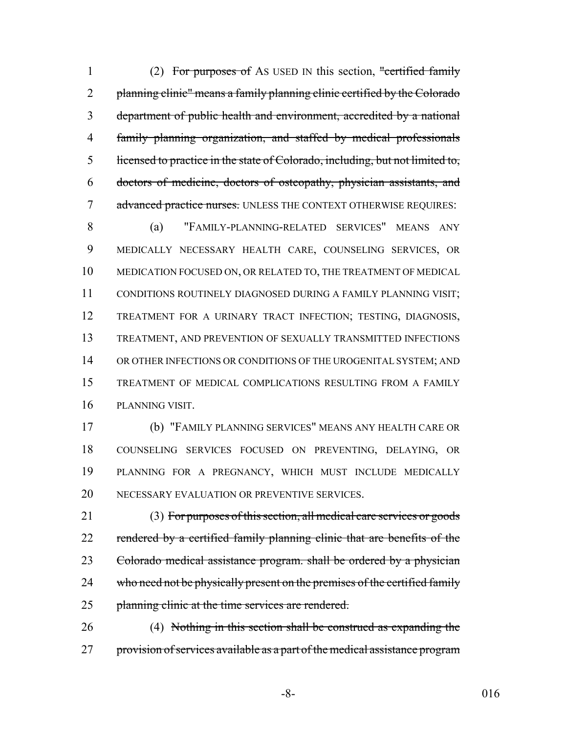(2) ~~For purposes of~~ AS USED IN this section, ~~"certified family planning clinic" means a family planning clinic certified by the Colorado department of public health and environment, accredited by a national family planning organization, and staffed by medical professionals licensed to practice in the state of Colorado, including, but not limited to, doctors of medicine, doctors of osteopathy, physician assistants, and advanced practice nurses.~~ UNLESS THE CONTEXT OTHERWISE REQUIRES:

(a) "FAMILY-PLANNING-RELATED SERVICES" MEANS ANY MEDICALLY NECESSARY HEALTH CARE, COUNSELING SERVICES, OR MEDICATION FOCUSED ON, OR RELATED TO, THE TREATMENT OF MEDICAL CONDITIONS ROUTINELY DIAGNOSED DURING A FAMILY PLANNING VISIT; TREATMENT FOR A URINARY TRACT INFECTION; TESTING, DIAGNOSIS, TREATMENT, AND PREVENTION OF SEXUALLY TRANSMITTED INFECTIONS OR OTHER INFECTIONS OR CONDITIONS OF THE UROGENITAL SYSTEM; AND TREATMENT OF MEDICAL COMPLICATIONS RESULTING FROM A FAMILY PLANNING VISIT.

(b) "FAMILY PLANNING SERVICES" MEANS ANY HEALTH CARE OR COUNSELING SERVICES FOCUSED ON PREVENTING, DELAYING, OR PLANNING FOR A PREGNANCY, WHICH MUST INCLUDE MEDICALLY NECESSARY EVALUATION OR PREVENTIVE SERVICES.

(3) ~~For purposes of this section, all medical care services or goods rendered by a certified family planning clinic that are benefits of the Colorado medical assistance program. shall be ordered by a physician who need not be physically present on the premises of the certified family planning clinic at the time services are rendered.~~

(4) ~~Nothing in this section shall be construed as expanding the provision of services available as a part of the medical assistance program~~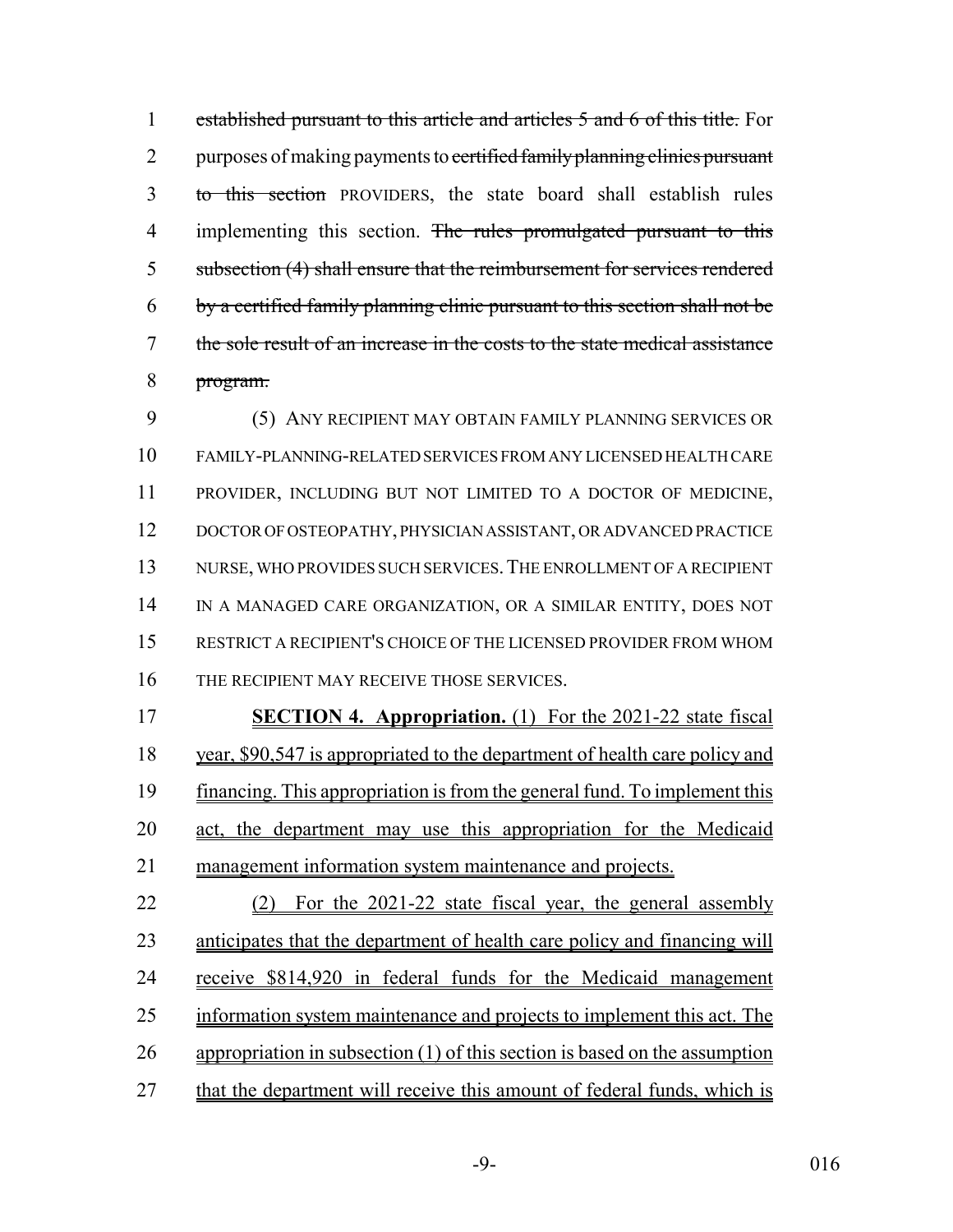~~established pursuant to this article and articles 5 and 6 of this title.~~ For purposes of making payments to ~~certified family planning clinics pursuant to this section~~ PROVIDERS, the state board shall establish rules implementing this section. ~~The rules promulgated pursuant to this subsection (4) shall ensure that the reimbursement for services rendered by a certified family planning clinic pursuant to this section shall not be the sole result of an increase in the costs to the state medical assistance program.~~

(5) ANY RECIPIENT MAY OBTAIN FAMILY PLANNING SERVICES OR FAMILY-PLANNING-RELATED SERVICES FROM ANY LICENSED HEALTH CARE PROVIDER, INCLUDING BUT NOT LIMITED TO A DOCTOR OF MEDICINE, DOCTOR OF OSTEOPATHY, PHYSICIAN ASSISTANT, OR ADVANCED PRACTICE NURSE, WHO PROVIDES SUCH SERVICES. THE ENROLLMENT OF A RECIPIENT IN A MANAGED CARE ORGANIZATION, OR A SIMILAR ENTITY, DOES NOT RESTRICT A RECIPIENT'S CHOICE OF THE LICENSED PROVIDER FROM WHOM THE RECIPIENT MAY RECEIVE THOSE SERVICES.

**SECTION 4. Appropriation.** (1) For the 2021-22 state fiscal year, $90,547 is appropriated to the department of health care policy and financing. This appropriation is from the general fund. To implement this act, the department may use this appropriation for the Medicaid management information system maintenance and projects.

(2) For the 2021-22 state fiscal year, the general assembly anticipates that the department of health care policy and financing will receive $814,920 in federal funds for the Medicaid management information system maintenance and projects to implement this act. The appropriation in subsection (1) of this section is based on the assumption that the department will receive this amount of federal funds, which is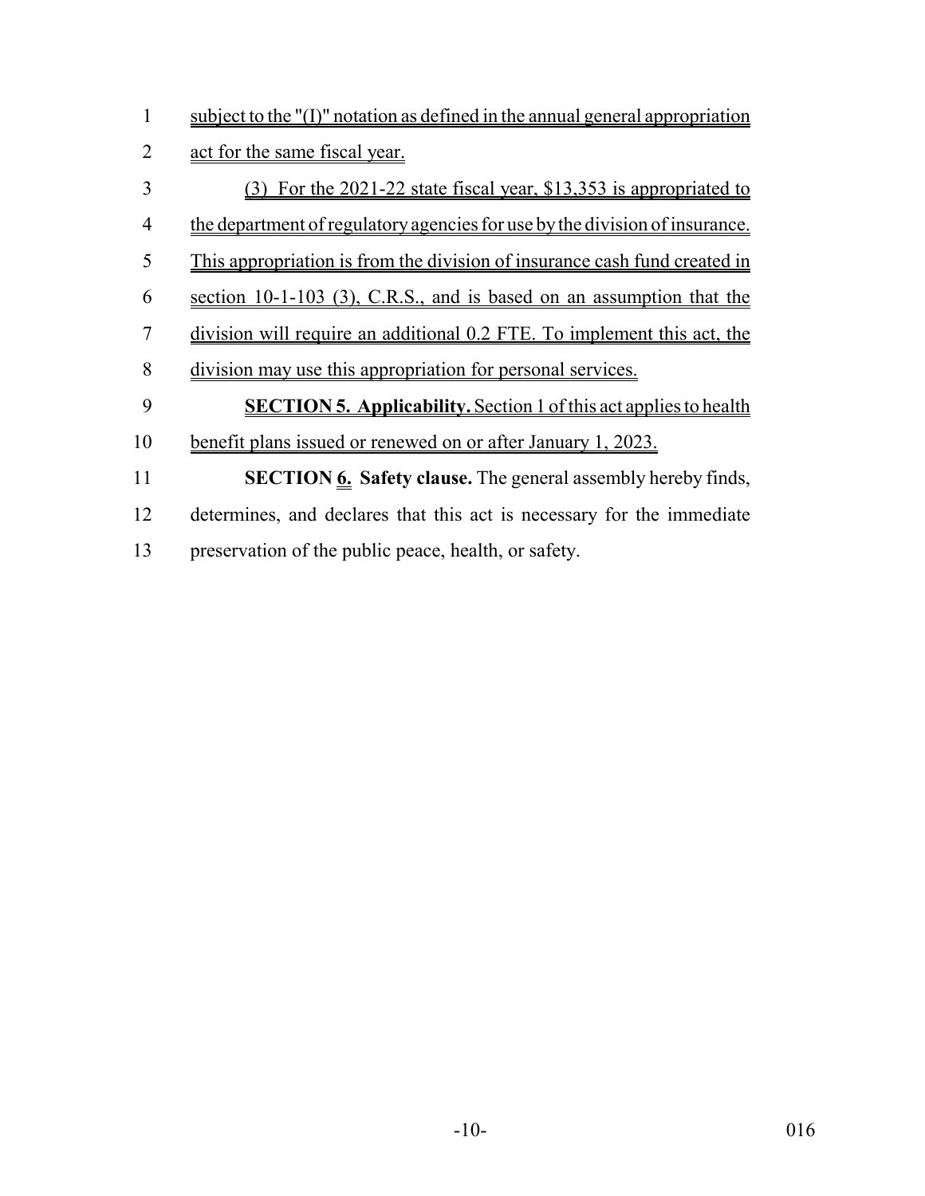subject to the "(I)" notation as defined in the annual general appropriation act for the same fiscal year.

(3) For the 2021-22 state fiscal year, $13,353 is appropriated to the department of regulatory agencies for use by the division of insurance. This appropriation is from the division of insurance cash fund created in section 10-1-103 (3), C.R.S., and is based on an assumption that the division will require an additional 0.2 FTE. To implement this act, the division may use this appropriation for personal services.

**SECTION 5. Applicability.** Section 1 of this act applies to health benefit plans issued or renewed on or after January 1, 2023.

**SECTION 6. Safety clause.** The general assembly hereby finds, determines, and declares that this act is necessary for the immediate preservation of the public peace, health, or safety.